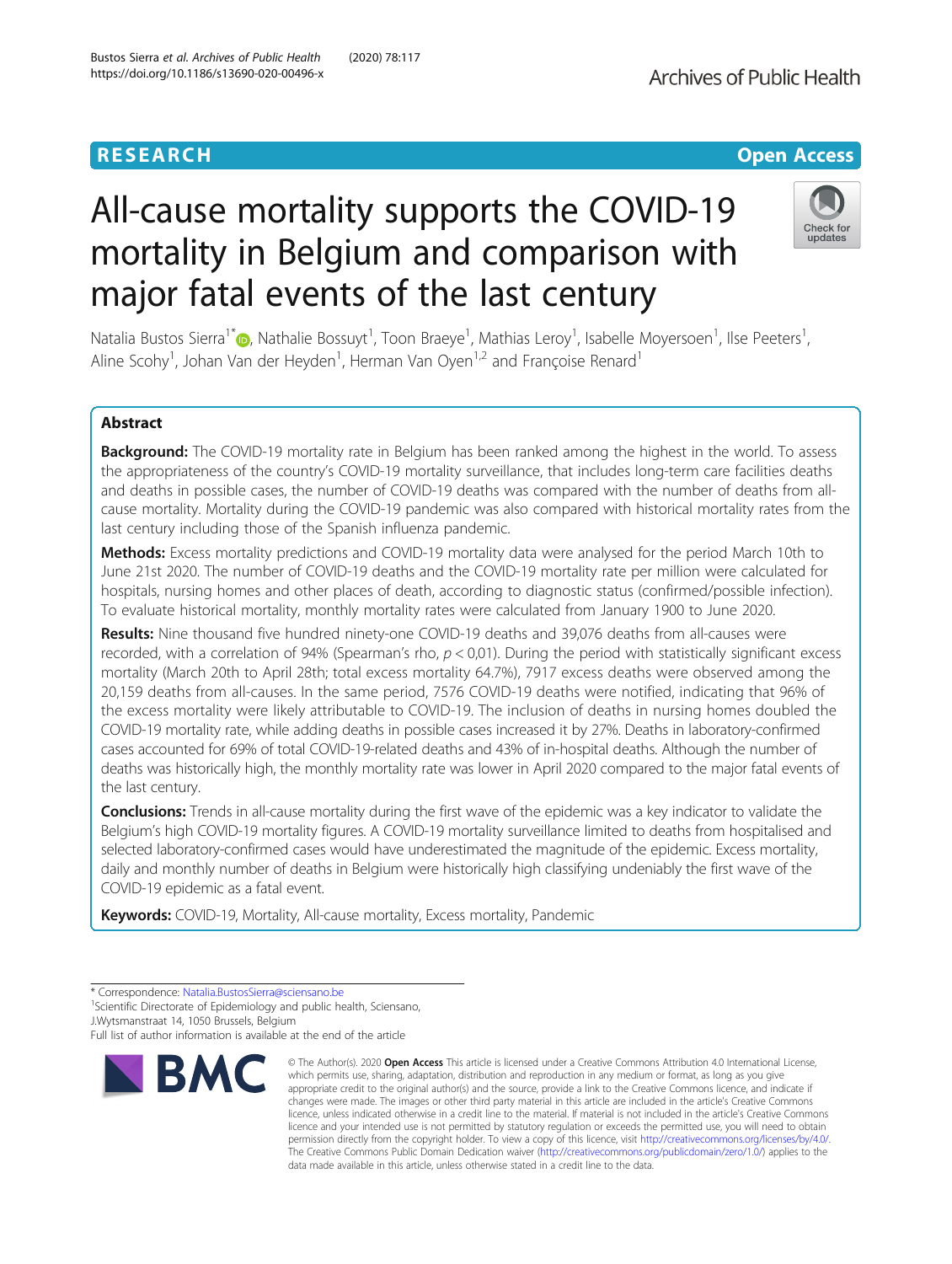RESEARCH

Open Access

# All-cause mortality supports the COVID-19 mortality in Belgium and comparison with major fatal events of the last century

Natalia Bustos Sierra[1*], Nathalie Bossuyt[1], Toon Braeye[1], Mathias Leroy[1], Isabelle Moyersoen[1], Ilse Peeters[1], Aline Scohy[1], Johan Van der Heyden[1], Herman Van Oyen[1,2] and Françoise Renard[1]

## Abstract

**Background:** The COVID-19 mortality rate in Belgium has been ranked among the highest in the world. To assess the appropriateness of the country's COVID-19 mortality surveillance, that includes long-term care facilities deaths and deaths in possible cases, the number of COVID-19 deaths was compared with the number of deaths from all-cause mortality. Mortality during the COVID-19 pandemic was also compared with historical mortality rates from the last century including those of the Spanish influenza pandemic.

**Methods:** Excess mortality predictions and COVID-19 mortality data were analysed for the period March 10th to June 21st 2020. The number of COVID-19 deaths and the COVID-19 mortality rate per million were calculated for hospitals, nursing homes and other places of death, according to diagnostic status (confirmed/possible infection). To evaluate historical mortality, monthly mortality rates were calculated from January 1900 to June 2020.

**Results:** Nine thousand five hundred ninety-one COVID-19 deaths and 39,076 deaths from all-causes were recorded, with a correlation of 94% (Spearman's rho, $p < 0{,}01$). During the period with statistically significant excess mortality (March 20th to April 28th; total excess mortality 64.7%), 7917 excess deaths were observed among the 20,159 deaths from all-causes. In the same period, 7576 COVID-19 deaths were notified, indicating that 96% of the excess mortality were likely attributable to COVID-19. The inclusion of deaths in nursing homes doubled the COVID-19 mortality rate, while adding deaths in possible cases increased it by 27%. Deaths in laboratory-confirmed cases accounted for 69% of total COVID-19-related deaths and 43% of in-hospital deaths. Although the number of deaths was historically high, the monthly mortality rate was lower in April 2020 compared to the major fatal events of the last century.

**Conclusions:** Trends in all-cause mortality during the first wave of the epidemic was a key indicator to validate the Belgium's high COVID-19 mortality figures. A COVID-19 mortality surveillance limited to deaths from hospitalised and selected laboratory-confirmed cases would have underestimated the magnitude of the epidemic. Excess mortality, daily and monthly number of deaths in Belgium were historically high classifying undeniably the first wave of the COVID-19 epidemic as a fatal event.

**Keywords:** COVID-19, Mortality, All-cause mortality, Excess mortality, Pandemic

\* Correspondence: Natalia.BustosSierra@sciensano.be
[1]Scientific Directorate of Epidemiology and public health, Sciensano, J.Wytsmanstraat 14, 1050 Brussels, Belgium
Full list of author information is available at the end of the article

© The Author(s). 2020 **Open Access** This article is licensed under a Creative Commons Attribution 4.0 International License, which permits use, sharing, adaptation, distribution and reproduction in any medium or format, as long as you give appropriate credit to the original author(s) and the source, provide a link to the Creative Commons licence, and indicate if changes were made. The images or other third party material in this article are included in the article's Creative Commons licence, unless indicated otherwise in a credit line to the material. If material is not included in the article's Creative Commons licence and your intended use is not permitted by statutory regulation or exceeds the permitted use, you will need to obtain permission directly from the copyright holder. To view a copy of this licence, visit http://creativecommons.org/licenses/by/4.0/. The Creative Commons Public Domain Dedication waiver (http://creativecommons.org/publicdomain/zero/1.0/) applies to the data made available in this article, unless otherwise stated in a credit line to the data.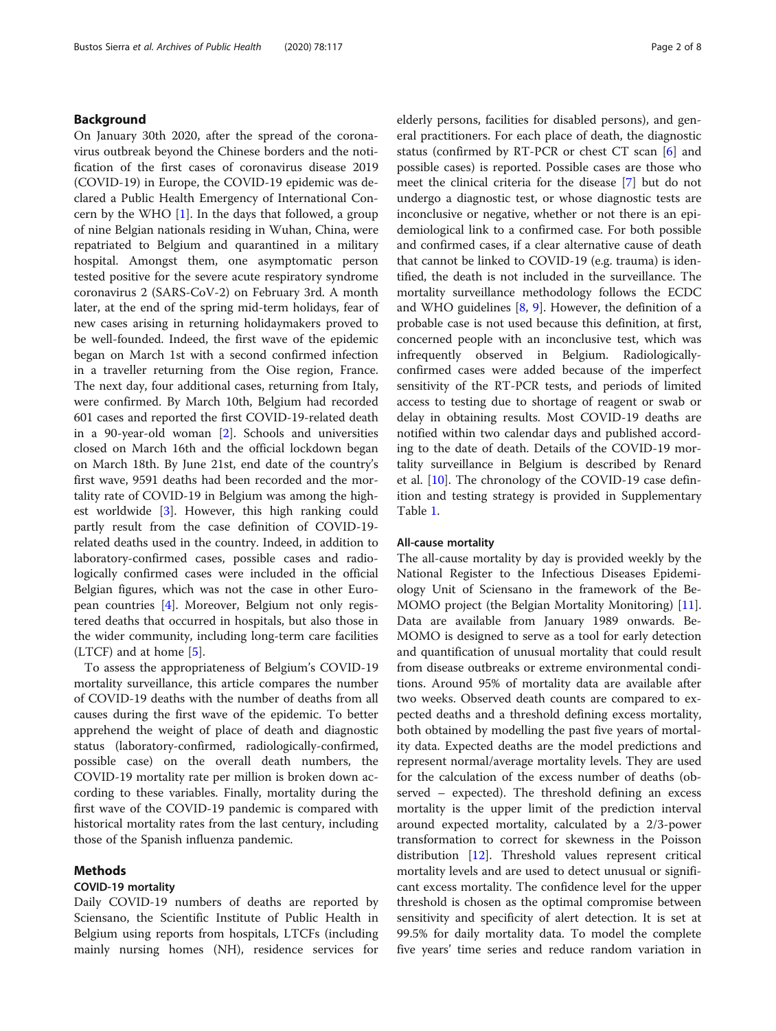## Background

On January 30th 2020, after the spread of the coronavirus outbreak beyond the Chinese borders and the notification of the first cases of coronavirus disease 2019 (COVID-19) in Europe, the COVID-19 epidemic was declared a Public Health Emergency of International Concern by the WHO [1]. In the days that followed, a group of nine Belgian nationals residing in Wuhan, China, were repatriated to Belgium and quarantined in a military hospital. Amongst them, one asymptomatic person tested positive for the severe acute respiratory syndrome coronavirus 2 (SARS-CoV-2) on February 3rd. A month later, at the end of the spring mid-term holidays, fear of new cases arising in returning holidaymakers proved to be well-founded. Indeed, the first wave of the epidemic began on March 1st with a second confirmed infection in a traveller returning from the Oise region, France. The next day, four additional cases, returning from Italy, were confirmed. By March 10th, Belgium had recorded 601 cases and reported the first COVID-19-related death in a 90-year-old woman [2]. Schools and universities closed on March 16th and the official lockdown began on March 18th. By June 21st, end date of the country's first wave, 9591 deaths had been recorded and the mortality rate of COVID-19 in Belgium was among the highest worldwide [3]. However, this high ranking could partly result from the case definition of COVID-19-related deaths used in the country. Indeed, in addition to laboratory-confirmed cases, possible cases and radiologically confirmed cases were included in the official Belgian figures, which was not the case in other European countries [4]. Moreover, Belgium not only registered deaths that occurred in hospitals, but also those in the wider community, including long-term care facilities (LTCF) and at home [5].

To assess the appropriateness of Belgium's COVID-19 mortality surveillance, this article compares the number of COVID-19 deaths with the number of deaths from all causes during the first wave of the epidemic. To better apprehend the weight of place of death and diagnostic status (laboratory-confirmed, radiologically-confirmed, possible case) on the overall death numbers, the COVID-19 mortality rate per million is broken down according to these variables. Finally, mortality during the first wave of the COVID-19 pandemic is compared with historical mortality rates from the last century, including those of the Spanish influenza pandemic.

## Methods

### COVID-19 mortality

Daily COVID-19 numbers of deaths are reported by Sciensano, the Scientific Institute of Public Health in Belgium using reports from hospitals, LTCFs (including mainly nursing homes (NH), residence services for elderly persons, facilities for disabled persons), and general practitioners. For each place of death, the diagnostic status (confirmed by RT-PCR or chest CT scan [6] and possible cases) is reported. Possible cases are those who meet the clinical criteria for the disease [7] but do not undergo a diagnostic test, or whose diagnostic tests are inconclusive or negative, whether or not there is an epidemiological link to a confirmed case. For both possible and confirmed cases, if a clear alternative cause of death that cannot be linked to COVID-19 (e.g. trauma) is identified, the death is not included in the surveillance. The mortality surveillance methodology follows the ECDC and WHO guidelines [8, 9]. However, the definition of a probable case is not used because this definition, at first, concerned people with an inconclusive test, which was infrequently observed in Belgium. Radiologically-confirmed cases were added because of the imperfect sensitivity of the RT-PCR tests, and periods of limited access to testing due to shortage of reagent or swab or delay in obtaining results. Most COVID-19 deaths are notified within two calendar days and published according to the date of death. Details of the COVID-19 mortality surveillance in Belgium is described by Renard et al. [10]. The chronology of the COVID-19 case definition and testing strategy is provided in Supplementary Table 1.

### All-cause mortality

The all-cause mortality by day is provided weekly by the National Register to the Infectious Diseases Epidemiology Unit of Sciensano in the framework of the Be-MOMO project (the Belgian Mortality Monitoring) [11]. Data are available from January 1989 onwards. Be-MOMO is designed to serve as a tool for early detection and quantification of unusual mortality that could result from disease outbreaks or extreme environmental conditions. Around 95% of mortality data are available after two weeks. Observed death counts are compared to expected deaths and a threshold defining excess mortality, both obtained by modelling the past five years of mortality data. Expected deaths are the model predictions and represent normal/average mortality levels. They are used for the calculation of the excess number of deaths (observed – expected). The threshold defining an excess mortality is the upper limit of the prediction interval around expected mortality, calculated by a 2/3-power transformation to correct for skewness in the Poisson distribution [12]. Threshold values represent critical mortality levels and are used to detect unusual or significant excess mortality. The confidence level for the upper threshold is chosen as the optimal compromise between sensitivity and specificity of alert detection. It is set at 99.5% for daily mortality data. To model the complete five years' time series and reduce random variation in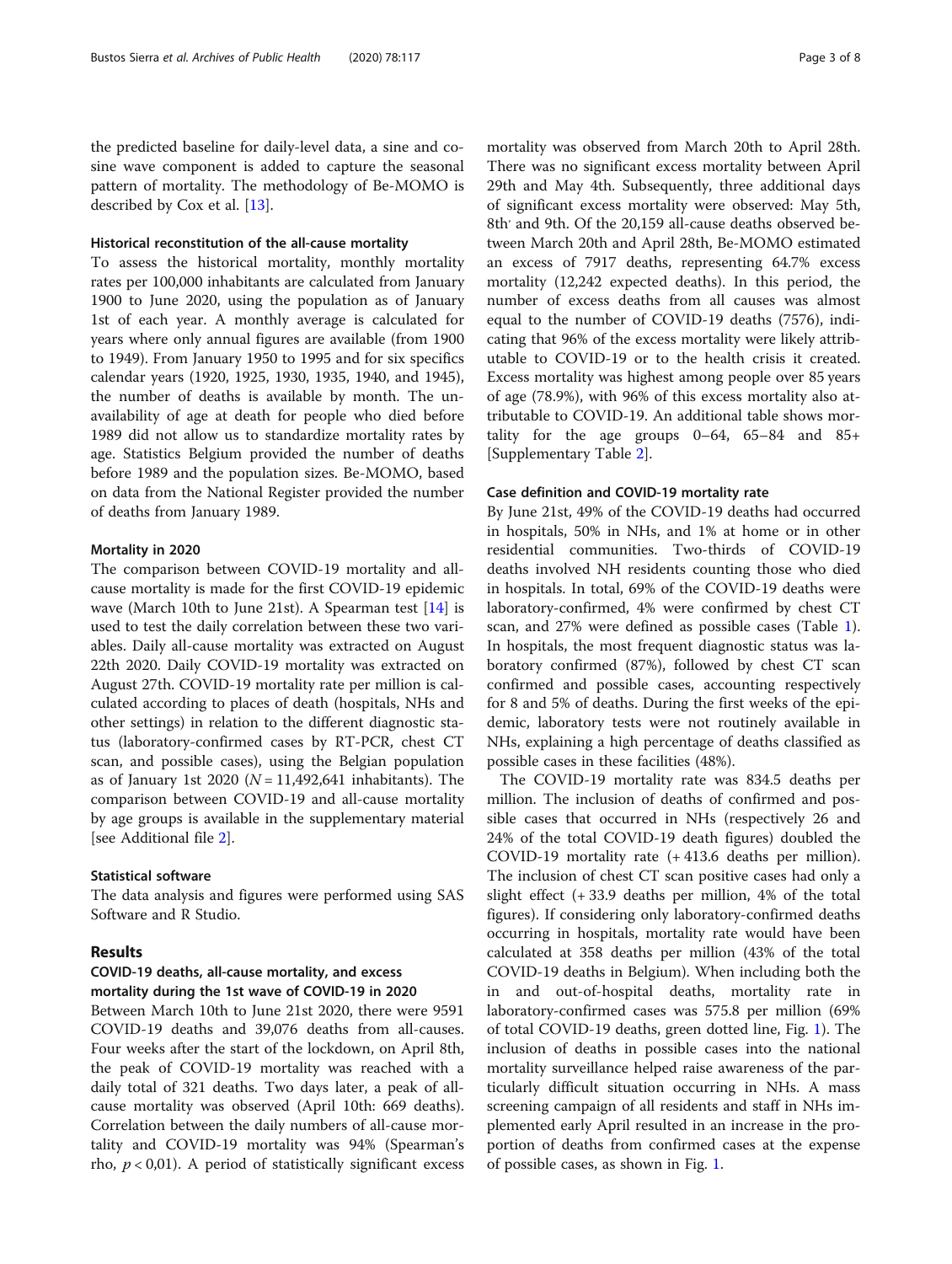the predicted baseline for daily-level data, a sine and cosine wave component is added to capture the seasonal pattern of mortality. The methodology of Be-MOMO is described by Cox et al. [13].

### Historical reconstitution of the all-cause mortality

To assess the historical mortality, monthly mortality rates per 100,000 inhabitants are calculated from January 1900 to June 2020, using the population as of January 1st of each year. A monthly average is calculated for years where only annual figures are available (from 1900 to 1949). From January 1950 to 1995 and for six specifics calendar years (1920, 1925, 1930, 1935, 1940, and 1945), the number of deaths is available by month. The unavailability of age at death for people who died before 1989 did not allow us to standardize mortality rates by age. Statistics Belgium provided the number of deaths before 1989 and the population sizes. Be-MOMO, based on data from the National Register provided the number of deaths from January 1989.

### Mortality in 2020

The comparison between COVID-19 mortality and all-cause mortality is made for the first COVID-19 epidemic wave (March 10th to June 21st). A Spearman test [14] is used to test the daily correlation between these two variables. Daily all-cause mortality was extracted on August 22th 2020. Daily COVID-19 mortality was extracted on August 27th. COVID-19 mortality rate per million is calculated according to places of death (hospitals, NHs and other settings) in relation to the different diagnostic status (laboratory-confirmed cases by RT-PCR, chest CT scan, and possible cases), using the Belgian population as of January 1st 2020 ($N = 11,492,641$ inhabitants). The comparison between COVID-19 and all-cause mortality by age groups is available in the supplementary material [see Additional file 2].

### Statistical software

The data analysis and figures were performed using SAS Software and R Studio.

## Results

### COVID-19 deaths, all-cause mortality, and excess mortality during the 1st wave of COVID-19 in 2020

Between March 10th to June 21st 2020, there were 9591 COVID-19 deaths and 39,076 deaths from all-causes. Four weeks after the start of the lockdown, on April 8th, the peak of COVID-19 mortality was reached with a daily total of 321 deaths. Two days later, a peak of all-cause mortality was observed (April 10th: 669 deaths). Correlation between the daily numbers of all-cause mortality and COVID-19 mortality was 94% (Spearman's rho, $p < 0{,}01$). A period of statistically significant excess mortality was observed from March 20th to April 28th. There was no significant excess mortality between April 29th and May 4th. Subsequently, three additional days of significant excess mortality were observed: May 5th, 8th, and 9th. Of the 20,159 all-cause deaths observed between March 20th and April 28th, Be-MOMO estimated an excess of 7917 deaths, representing 64.7% excess mortality (12,242 expected deaths). In this period, the number of excess deaths from all causes was almost equal to the number of COVID-19 deaths (7576), indicating that 96% of the excess mortality were likely attributable to COVID-19 or to the health crisis it created. Excess mortality was highest among people over 85 years of age (78.9%), with 96% of this excess mortality also attributable to COVID-19. An additional table shows mortality for the age groups 0–64, 65–84 and 85+ [Supplementary Table 2].

### Case definition and COVID-19 mortality rate

By June 21st, 49% of the COVID-19 deaths had occurred in hospitals, 50% in NHs, and 1% at home or in other residential communities. Two-thirds of COVID-19 deaths involved NH residents counting those who died in hospitals. In total, 69% of the COVID-19 deaths were laboratory-confirmed, 4% were confirmed by chest CT scan, and 27% were defined as possible cases (Table 1). In hospitals, the most frequent diagnostic status was laboratory confirmed (87%), followed by chest CT scan confirmed and possible cases, accounting respectively for 8 and 5% of deaths. During the first weeks of the epidemic, laboratory tests were not routinely available in NHs, explaining a high percentage of deaths classified as possible cases in these facilities (48%).

The COVID-19 mortality rate was 834.5 deaths per million. The inclusion of deaths of confirmed and possible cases that occurred in NHs (respectively 26 and 24% of the total COVID-19 death figures) doubled the COVID-19 mortality rate (+ 413.6 deaths per million). The inclusion of chest CT scan positive cases had only a slight effect (+ 33.9 deaths per million, 4% of the total figures). If considering only laboratory-confirmed deaths occurring in hospitals, mortality rate would have been calculated at 358 deaths per million (43% of the total COVID-19 deaths in Belgium). When including both the in and out-of-hospital deaths, mortality rate in laboratory-confirmed cases was 575.8 per million (69% of total COVID-19 deaths, green dotted line, Fig. 1). The inclusion of deaths in possible cases into the national mortality surveillance helped raise awareness of the particularly difficult situation occurring in NHs. A mass screening campaign of all residents and staff in NHs implemented early April resulted in an increase in the proportion of deaths from confirmed cases at the expense of possible cases, as shown in Fig. 1.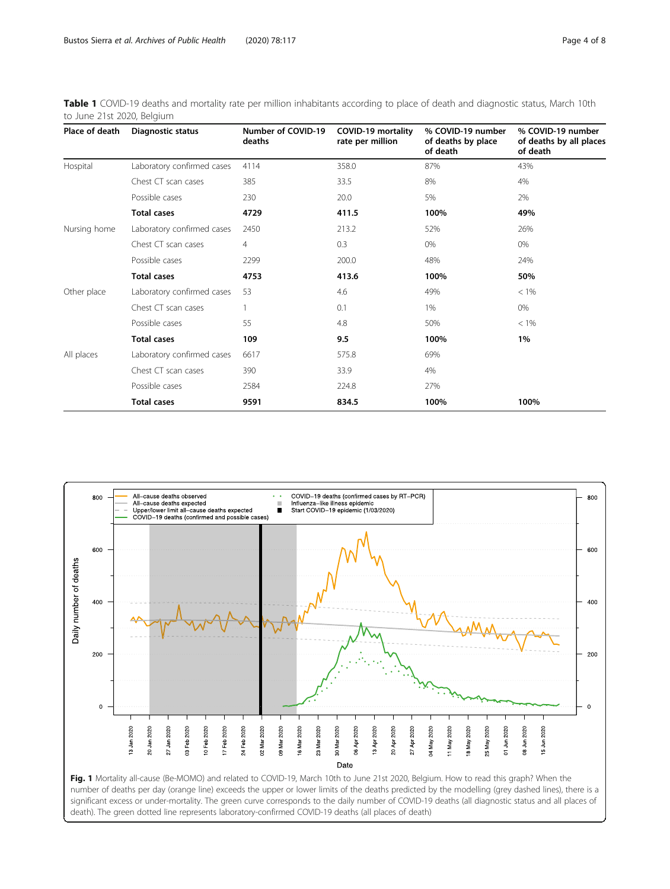**Table 1** COVID-19 deaths and mortality rate per million inhabitants according to place of death and diagnostic status, March 10th to June 21st 2020, Belgium

| Place of death | Diagnostic status | Number of COVID-19 deaths | COVID-19 mortality rate per million | % COVID-19 number of deaths by place of death | % COVID-19 number of deaths by all places of death |
|---|---|---|---|---|---|
| Hospital | Laboratory confirmed cases | 4114 | 358.0 | 87% | 43% |
| | Chest CT scan cases | 385 | 33.5 | 8% | 4% |
| | Possible cases | 230 | 20.0 | 5% | 2% |
| | **Total cases** | **4729** | **411.5** | **100%** | **49%** |
| Nursing home | Laboratory confirmed cases | 2450 | 213.2 | 52% | 26% |
| | Chest CT scan cases | 4 | 0.3 | 0% | 0% |
| | Possible cases | 2299 | 200.0 | 48% | 24% |
| | **Total cases** | **4753** | **413.6** | **100%** | **50%** |
| Other place | Laboratory confirmed cases | 53 | 4.6 | 49% | < 1% |
| | Chest CT scan cases | 1 | 0.1 | 1% | 0% |
| | Possible cases | 55 | 4.8 | 50% | < 1% |
| | **Total cases** | **109** | **9.5** | **100%** | **1%** |
| All places | Laboratory confirmed cases | 6617 | 575.8 | 69% | |
| | Chest CT scan cases | 390 | 33.9 | 4% | |
| | Possible cases | 2584 | 224.8 | 27% | |
| | **Total cases** | **9591** | **834.5** | **100%** | **100%** |

**Fig. 1** Mortality all-cause (Be-MOMO) and related to COVID-19, March 10th to June 21st 2020, Belgium. How to read this graph? When the number of deaths per day (orange line) exceeds the upper or lower limits of the deaths predicted by the modelling (grey dashed lines), there is a significant excess or under-mortality. The green curve corresponds to the daily number of COVID-19 deaths (all diagnostic status and all places of death). The green dotted line represents laboratory-confirmed COVID-19 deaths (all places of death)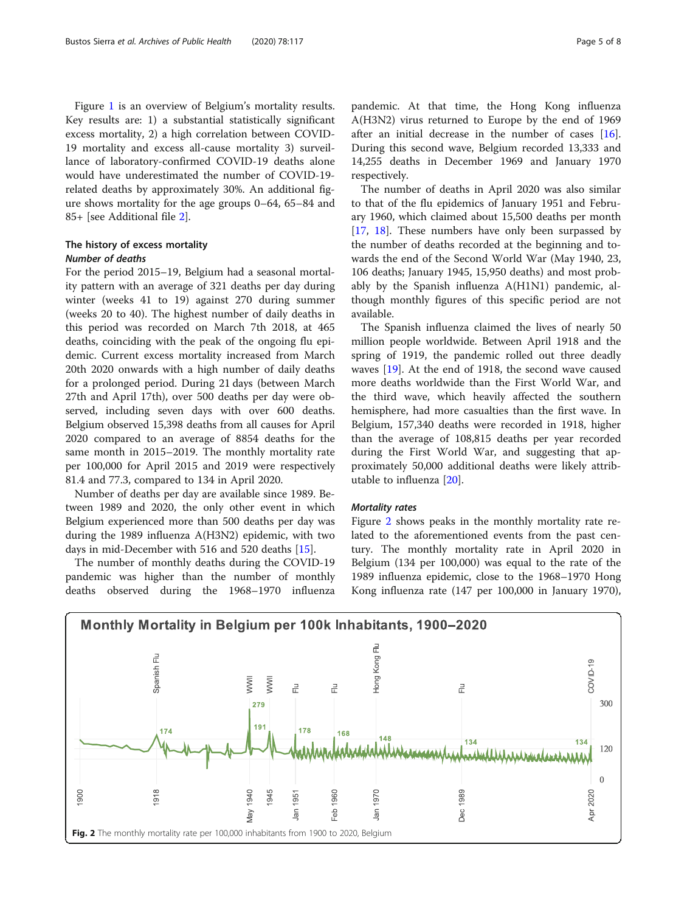Figure 1 is an overview of Belgium's mortality results. Key results are: 1) a substantial statistically significant excess mortality, 2) a high correlation between COVID-19 mortality and excess all-cause mortality 3) surveillance of laboratory-confirmed COVID-19 deaths alone would have underestimated the number of COVID-19-related deaths by approximately 30%. An additional figure shows mortality for the age groups 0–64, 65–84 and 85+ [see Additional file 2].

## The history of excess mortality

### *Number of deaths*

For the period 2015–19, Belgium had a seasonal mortality pattern with an average of 321 deaths per day during winter (weeks 41 to 19) against 270 during summer (weeks 20 to 40). The highest number of daily deaths in this period was recorded on March 7th 2018, at 465 deaths, coinciding with the peak of the ongoing flu epidemic. Current excess mortality increased from March 20th 2020 onwards with a high number of daily deaths for a prolonged period. During 21 days (between March 27th and April 17th), over 500 deaths per day were observed, including seven days with over 600 deaths. Belgium observed 15,398 deaths from all causes for April 2020 compared to an average of 8854 deaths for the same month in 2015–2019. The monthly mortality rate per 100,000 for April 2015 and 2019 were respectively 81.4 and 77.3, compared to 134 in April 2020.

Number of deaths per day are available since 1989. Between 1989 and 2020, the only other event in which Belgium experienced more than 500 deaths per day was during the 1989 influenza A(H3N2) epidemic, with two days in mid-December with 516 and 520 deaths [15].

The number of monthly deaths during the COVID-19 pandemic was higher than the number of monthly deaths observed during the 1968–1970 influenza pandemic. At that time, the Hong Kong influenza A(H3N2) virus returned to Europe by the end of 1969 after an initial decrease in the number of cases [16]. During this second wave, Belgium recorded 13,333 and 14,255 deaths in December 1969 and January 1970 respectively.

The number of deaths in April 2020 was also similar to that of the flu epidemics of January 1951 and February 1960, which claimed about 15,500 deaths per month [17, 18]. These numbers have only been surpassed by the number of deaths recorded at the beginning and towards the end of the Second World War (May 1940, 23, 106 deaths; January 1945, 15,950 deaths) and most probably by the Spanish influenza A(H1N1) pandemic, although monthly figures of this specific period are not available.

The Spanish influenza claimed the lives of nearly 50 million people worldwide. Between April 1918 and the spring of 1919, the pandemic rolled out three deadly waves [19]. At the end of 1918, the second wave caused more deaths worldwide than the First World War, and the third wave, which heavily affected the southern hemisphere, had more casualties than the first wave. In Belgium, 157,340 deaths were recorded in 1918, higher than the average of 108,815 deaths per year recorded during the First World War, and suggesting that approximately 50,000 additional deaths were likely attributable to influenza [20].

### *Mortality rates*

Figure 2 shows peaks in the monthly mortality rate related to the aforementioned events from the past century. The monthly mortality rate in April 2020 in Belgium (134 per 100,000) was equal to the rate of the 1989 influenza epidemic, close to the 1968–1970 Hong Kong influenza rate (147 per 100,000 in January 1970),

**Fig. 2** The monthly mortality rate per 100,000 inhabitants from 1900 to 2020, Belgium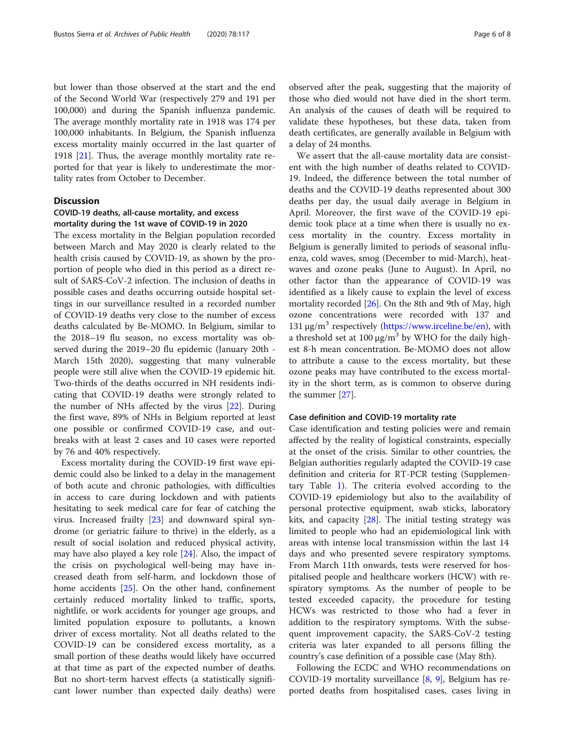but lower than those observed at the start and the end of the Second World War (respectively 279 and 191 per 100,000) and during the Spanish influenza pandemic. The average monthly mortality rate in 1918 was 174 per 100,000 inhabitants. In Belgium, the Spanish influenza excess mortality mainly occurred in the last quarter of 1918 [21]. Thus, the average monthly mortality rate reported for that year is likely to underestimate the mortality rates from October to December.

## Discussion

### COVID-19 deaths, all-cause mortality, and excess mortality during the 1st wave of COVID-19 in 2020

The excess mortality in the Belgian population recorded between March and May 2020 is clearly related to the health crisis caused by COVID-19, as shown by the proportion of people who died in this period as a direct result of SARS-CoV-2 infection. The inclusion of deaths in possible cases and deaths occurring outside hospital settings in our surveillance resulted in a recorded number of COVID-19 deaths very close to the number of excess deaths calculated by Be-MOMO. In Belgium, similar to the 2018–19 flu season, no excess mortality was observed during the 2019–20 flu epidemic (January 20th - March 15th 2020), suggesting that many vulnerable people were still alive when the COVID-19 epidemic hit. Two-thirds of the deaths occurred in NH residents indicating that COVID-19 deaths were strongly related to the number of NHs affected by the virus [22]. During the first wave, 89% of NHs in Belgium reported at least one possible or confirmed COVID-19 case, and outbreaks with at least 2 cases and 10 cases were reported by 76 and 40% respectively.

Excess mortality during the COVID-19 first wave epidemic could also be linked to a delay in the management of both acute and chronic pathologies, with difficulties in access to care during lockdown and with patients hesitating to seek medical care for fear of catching the virus. Increased frailty [23] and downward spiral syndrome (or geriatric failure to thrive) in the elderly, as a result of social isolation and reduced physical activity, may have also played a key role [24]. Also, the impact of the crisis on psychological well-being may have increased death from self-harm, and lockdown those of home accidents [25]. On the other hand, confinement certainly reduced mortality linked to traffic, sports, nightlife, or work accidents for younger age groups, and limited population exposure to pollutants, a known driver of excess mortality. Not all deaths related to the COVID-19 can be considered excess mortality, as a small portion of these deaths would likely have occurred at that time as part of the expected number of deaths. But no short-term harvest effects (a statistically significant lower number than expected daily deaths) were observed after the peak, suggesting that the majority of those who died would not have died in the short term. An analysis of the causes of death will be required to validate these hypotheses, but these data, taken from death certificates, are generally available in Belgium with a delay of 24 months.

We assert that the all-cause mortality data are consistent with the high number of deaths related to COVID-19. Indeed, the difference between the total number of deaths and the COVID-19 deaths represented about 300 deaths per day, the usual daily average in Belgium in April. Moreover, the first wave of the COVID-19 epidemic took place at a time when there is usually no excess mortality in the country. Excess mortality in Belgium is generally limited to periods of seasonal influenza, cold waves, smog (December to mid-March), heatwaves and ozone peaks (June to August). In April, no other factor than the appearance of COVID-19 was identified as a likely cause to explain the level of excess mortality recorded [26]. On the 8th and 9th of May, high ozone concentrations were recorded with 137 and 131 μg/m$^3$ respectively (https://www.irceline.be/en), with a threshold set at 100 μg/m$^3$ by WHO for the daily highest 8-h mean concentration. Be-MOMO does not allow to attribute a cause to the excess mortality, but these ozone peaks may have contributed to the excess mortality in the short term, as is common to observe during the summer [27].

### Case definition and COVID-19 mortality rate

Case identification and testing policies were and remain affected by the reality of logistical constraints, especially at the onset of the crisis. Similar to other countries, the Belgian authorities regularly adapted the COVID-19 case definition and criteria for RT-PCR testing (Supplementary Table 1). The criteria evolved according to the COVID-19 epidemiology but also to the availability of personal protective equipment, swab sticks, laboratory kits, and capacity [28]. The initial testing strategy was limited to people who had an epidemiological link with areas with intense local transmission within the last 14 days and who presented severe respiratory symptoms. From March 11th onwards, tests were reserved for hospitalised people and healthcare workers (HCW) with respiratory symptoms. As the number of people to be tested exceeded capacity, the procedure for testing HCWs was restricted to those who had a fever in addition to the respiratory symptoms. With the subsequent improvement capacity, the SARS-CoV-2 testing criteria was later expanded to all persons filling the country's case definition of a possible case (May 8th).

Following the ECDC and WHO recommendations on COVID-19 mortality surveillance [8, 9], Belgium has reported deaths from hospitalised cases, cases living in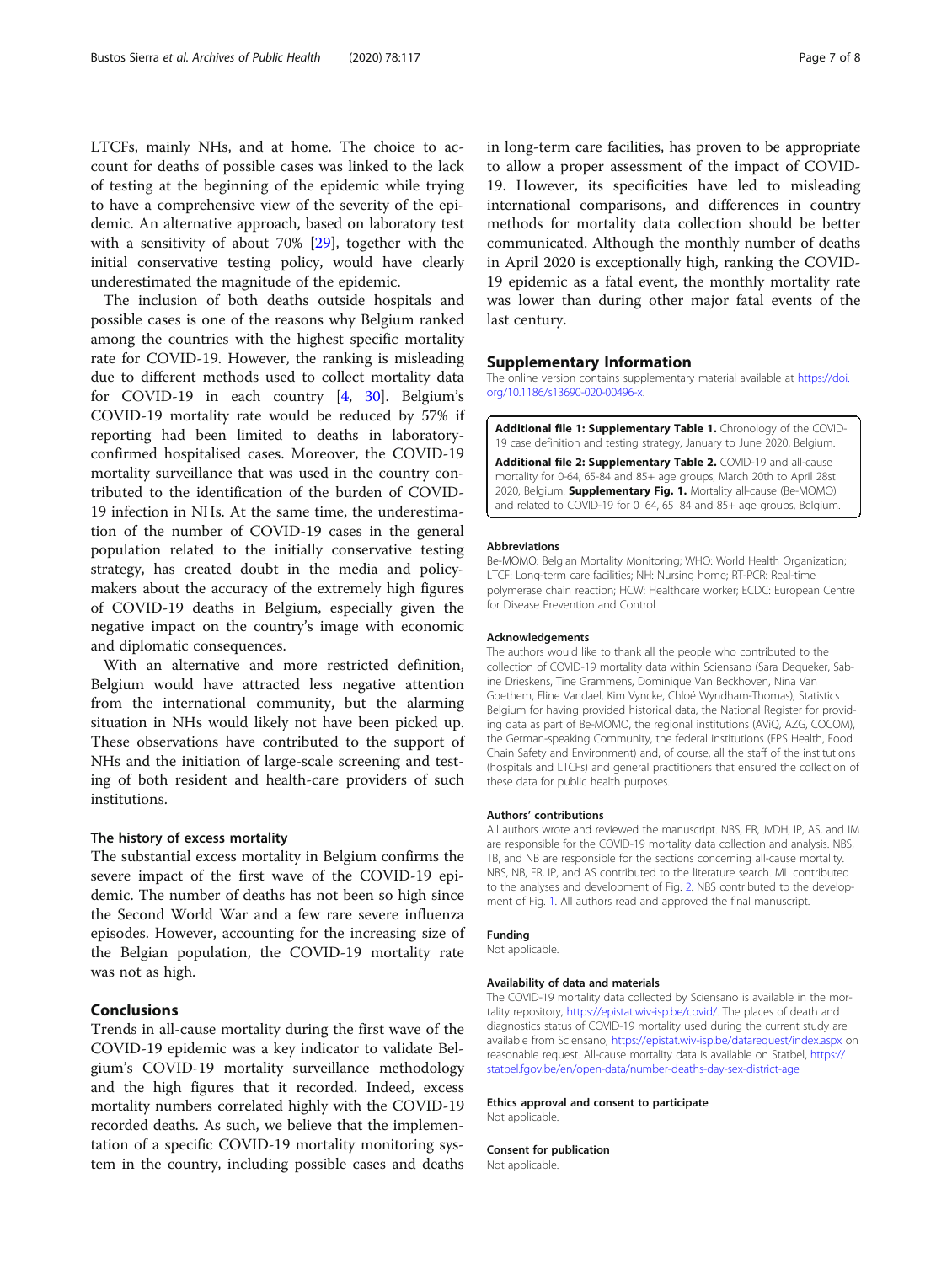LTCFs, mainly NHs, and at home. The choice to account for deaths of possible cases was linked to the lack of testing at the beginning of the epidemic while trying to have a comprehensive view of the severity of the epidemic. An alternative approach, based on laboratory test with a sensitivity of about 70% [29], together with the initial conservative testing policy, would have clearly underestimated the magnitude of the epidemic.

The inclusion of both deaths outside hospitals and possible cases is one of the reasons why Belgium ranked among the countries with the highest specific mortality rate for COVID-19. However, the ranking is misleading due to different methods used to collect mortality data for COVID-19 in each country [4, 30]. Belgium's COVID-19 mortality rate would be reduced by 57% if reporting had been limited to deaths in laboratory-confirmed hospitalised cases. Moreover, the COVID-19 mortality surveillance that was used in the country contributed to the identification of the burden of COVID-19 infection in NHs. At the same time, the underestimation of the number of COVID-19 cases in the general population related to the initially conservative testing strategy, has created doubt in the media and policy-makers about the accuracy of the extremely high figures of COVID-19 deaths in Belgium, especially given the negative impact on the country's image with economic and diplomatic consequences.

With an alternative and more restricted definition, Belgium would have attracted less negative attention from the international community, but the alarming situation in NHs would likely not have been picked up. These observations have contributed to the support of NHs and the initiation of large-scale screening and testing of both resident and health-care providers of such institutions.

### The history of excess mortality

The substantial excess mortality in Belgium confirms the severe impact of the first wave of the COVID-19 epidemic. The number of deaths has not been so high since the Second World War and a few rare severe influenza episodes. However, accounting for the increasing size of the Belgian population, the COVID-19 mortality rate was not as high.

## Conclusions

Trends in all-cause mortality during the first wave of the COVID-19 epidemic was a key indicator to validate Belgium's COVID-19 mortality surveillance methodology and the high figures that it recorded. Indeed, excess mortality numbers correlated highly with the COVID-19 recorded deaths. As such, we believe that the implementation of a specific COVID-19 mortality monitoring system in the country, including possible cases and deaths in long-term care facilities, has proven to be appropriate to allow a proper assessment of the impact of COVID-19. However, its specificities have led to misleading international comparisons, and differences in country methods for mortality data collection should be better communicated. Although the monthly number of deaths in April 2020 is exceptionally high, ranking the COVID-19 epidemic as a fatal event, the monthly mortality rate was lower than during other major fatal events of the last century.

## Supplementary Information

The online version contains supplementary material available at https://doi.org/10.1186/s13690-020-00496-x.

**Additional file 1: Supplementary Table 1.** Chronology of the COVID-19 case definition and testing strategy, January to June 2020, Belgium.

**Additional file 2: Supplementary Table 2.** COVID-19 and all-cause mortality for 0-64, 65-84 and 85+ age groups, March 20th to April 28st 2020, Belgium. **Supplementary Fig. 1.** Mortality all-cause (Be-MOMO) and related to COVID-19 for 0–64, 65–84 and 85+ age groups, Belgium.

#### Abbreviations

Be-MOMO: Belgian Mortality Monitoring; WHO: World Health Organization; LTCF: Long-term care facilities; NH: Nursing home; RT-PCR: Real-time polymerase chain reaction; HCW: Healthcare worker; ECDC: European Centre for Disease Prevention and Control

#### Acknowledgements

The authors would like to thank all the people who contributed to the collection of COVID-19 mortality data within Sciensano (Sara Dequeker, Sabine Drieskens, Tine Grammens, Dominique Van Beckhoven, Nina Van Goethem, Eline Vandael, Kim Vyncke, Chloé Wyndham-Thomas), Statistics Belgium for having provided historical data, the National Register for providing data as part of Be-MOMO, the regional institutions (AViQ, AZG, COCOM), the German-speaking Community, the federal institutions (FPS Health, Food Chain Safety and Environment) and, of course, all the staff of the institutions (hospitals and LTCFs) and general practitioners that ensured the collection of these data for public health purposes.

#### Authors' contributions

All authors wrote and reviewed the manuscript. NBS, FR, JVDH, IP, AS, and IM are responsible for the COVID-19 mortality data collection and analysis. NBS, TB, and NB are responsible for the sections concerning all-cause mortality. NBS, NB, FR, IP, and AS contributed to the literature search. ML contributed to the analyses and development of Fig. 2. NBS contributed to the development of Fig. 1. All authors read and approved the final manuscript.

#### Funding

Not applicable.

#### Availability of data and materials

The COVID-19 mortality data collected by Sciensano is available in the mortality repository, https://epistat.wiv-isp.be/covid/. The places of death and diagnostics status of COVID-19 mortality used during the current study are available from Sciensano, https://epistat.wiv-isp.be/datarequest/index.aspx on reasonable request. All-cause mortality data is available on Statbel, https://statbel.fgov.be/en/open-data/number-deaths-day-sex-district-age

#### Ethics approval and consent to participate

Not applicable.

#### Consent for publication

Not applicable.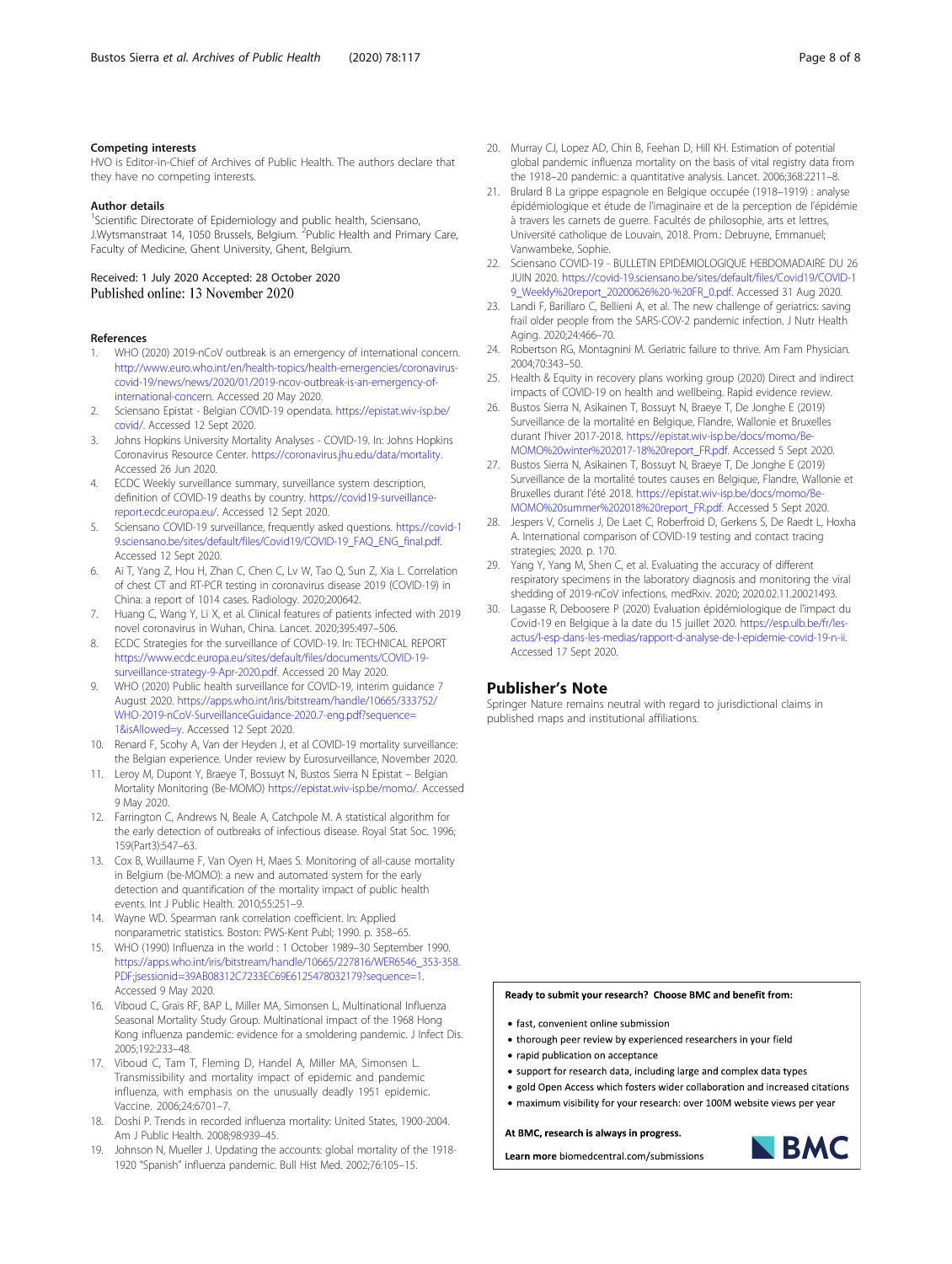### Competing interests

HVO is Editor-in-Chief of Archives of Public Health. The authors declare that they have no competing interests.

### Author details

[1]Scientific Directorate of Epidemiology and public health, Sciensano, J.Wytsmanstraat 14, 1050 Brussels, Belgium. [2]Public Health and Primary Care, Faculty of Medicine, Ghent University, Ghent, Belgium.

Received: 1 July 2020 Accepted: 28 October 2020
Published online: 13 November 2020

### References

1. WHO (2020) 2019-nCoV outbreak is an emergency of international concern. http://www.euro.who.int/en/health-topics/health-emergencies/coronavirus-covid-19/news/news/2020/01/2019-ncov-outbreak-is-an-emergency-of-international-concern. Accessed 20 May 2020.
2. Sciensano Epistat - Belgian COVID-19 opendata. https://epistat.wiv-isp.be/covid/. Accessed 12 Sept 2020.
3. Johns Hopkins University Mortality Analyses - COVID-19. In: Johns Hopkins Coronavirus Resource Center. https://coronavirus.jhu.edu/data/mortality. Accessed 26 Jun 2020.
4. ECDC Weekly surveillance summary, surveillance system description, definition of COVID-19 deaths by country. https://covid19-surveillance-report.ecdc.europa.eu/. Accessed 12 Sept 2020.
5. Sciensano COVID-19 surveillance, frequently asked questions. https://covid-19.sciensano.be/sites/default/files/Covid19/COVID-19_FAQ_ENG_final.pdf. Accessed 12 Sept 2020.
6. Ai T, Yang Z, Hou H, Zhan C, Chen C, Lv W, Tao Q, Sun Z, Xia L. Correlation of chest CT and RT-PCR testing in coronavirus disease 2019 (COVID-19) in China: a report of 1014 cases. Radiology. 2020;200642.
7. Huang C, Wang Y, Li X, et al. Clinical features of patients infected with 2019 novel coronavirus in Wuhan, China. Lancet. 2020;395:497–506.
8. ECDC Strategies for the surveillance of COVID-19. In: TECHNICAL REPORT https://www.ecdc.europa.eu/sites/default/files/documents/COVID-19-surveillance-strategy-9-Apr-2020.pdf. Accessed 20 May 2020.
9. WHO (2020) Public health surveillance for COVID-19, interim guidance 7 August 2020. https://apps.who.int/iris/bitstream/handle/10665/333752/WHO-2019-nCoV-SurveillanceGuidance-2020.7-eng.pdf?sequence=1&isAllowed=y. Accessed 12 Sept 2020.
10. Renard F, Scohy A, Van der Heyden J, et al COVID-19 mortality surveillance: the Belgian experience. Under review by Eurosurveillance, November 2020.
11. Leroy M, Dupont Y, Braeye T, Bossuyt N, Bustos Sierra N Epistat – Belgian Mortality Monitoring (Be-MOMO) https://epistat.wiv-isp.be/momo/. Accessed 9 May 2020.
12. Farrington C, Andrews N, Beale A, Catchpole M. A statistical algorithm for the early detection of outbreaks of infectious disease. Royal Stat Soc. 1996; 159(Part3):547–63.
13. Cox B, Wuillaume F, Van Oyen H, Maes S. Monitoring of all-cause mortality in Belgium (be-MOMO): a new and automated system for the early detection and quantification of the mortality impact of public health events. Int J Public Health. 2010;55:251–9.
14. Wayne WD. Spearman rank correlation coefficient. In: Applied nonparametric statistics. Boston: PWS-Kent Publ; 1990. p. 358–65.
15. WHO (1990) Influenza in the world : 1 October 1989–30 September 1990. https://apps.who.int/iris/bitstream/handle/10665/227816/WER6546_353-358.PDF;jsessionid=39AB08312C7233EC69E6125478032179?sequence=1. Accessed 9 May 2020.
16. Viboud C, Grais RF, BAP L, Miller MA, Simonsen L, Multinational Influenza Seasonal Mortality Study Group. Multinational impact of the 1968 Hong Kong influenza pandemic: evidence for a smoldering pandemic. J Infect Dis. 2005;192:233–48.
17. Viboud C, Tam T, Fleming D, Handel A, Miller MA, Simonsen L. Transmissibility and mortality impact of epidemic and pandemic influenza, with emphasis on the unusually deadly 1951 epidemic. Vaccine. 2006;24:6701–7.
18. Doshi P. Trends in recorded influenza mortality: United States, 1900-2004. Am J Public Health. 2008;98:939–45.
19. Johnson N, Mueller J. Updating the accounts: global mortality of the 1918-1920 "Spanish" influenza pandemic. Bull Hist Med. 2002;76:105–15.
20. Murray CJ, Lopez AD, Chin B, Feehan D, Hill KH. Estimation of potential global pandemic influenza mortality on the basis of vital registry data from the 1918–20 pandemic: a quantitative analysis. Lancet. 2006;368:2211–8.
21. Brulard B La grippe espagnole en Belgique occupée (1918–1919) : analyse épidémiologique et étude de l'imaginaire et de la perception de l'épidémie à travers les carnets de guerre. Facultés de philosophie, arts et lettres, Université catholique de Louvain, 2018. Prom.: Debruyne, Emmanuel; Vanwambeke, Sophie.
22. Sciensano COVID-19 - BULLETIN EPIDEMIOLOGIQUE HEBDOMADAIRE DU 26 JUIN 2020. https://covid-19.sciensano.be/sites/default/files/Covid19/COVID-19_Weekly%20report_20200626%20-%20FR_0.pdf. Accessed 31 Aug 2020.
23. Landi F, Barillaro C, Bellieni A, et al. The new challenge of geriatrics: saving frail older people from the SARS-COV-2 pandemic infection. J Nutr Health Aging. 2020;24:466–70.
24. Robertson RG, Montagnini M. Geriatric failure to thrive. Am Fam Physician. 2004;70:343–50.
25. Health & Equity in recovery plans working group (2020) Direct and indirect impacts of COVID-19 on health and wellbeing. Rapid evidence review.
26. Bustos Sierra N, Asikainen T, Bossuyt N, Braeye T, De Jonghe E (2019) Surveillance de la mortalité en Belgique, Flandre, Wallonie et Bruxelles durant l'hiver 2017-2018. https://epistat.wiv-isp.be/docs/momo/Be-MOMO%20winter%202017-18%20report_FR.pdf. Accessed 5 Sept 2020.
27. Bustos Sierra N, Asikainen T, Bossuyt N, Braeye T, De Jonghe E (2019) Surveillance de la mortalité toutes causes en Belgique, Flandre, Wallonie et Bruxelles durant l'été 2018. https://epistat.wiv-isp.be/docs/momo/Be-MOMO%20summer%202018%20report_FR.pdf. Accessed 5 Sept 2020.
28. Jespers V, Cornelis J, De Laet C, Roberfroid D, Gerkens S, De Raedt L, Hoxha A. International comparison of COVID-19 testing and contact tracing strategies; 2020. p. 170.
29. Yang Y, Yang M, Shen C, et al. Evaluating the accuracy of different respiratory specimens in the laboratory diagnosis and monitoring the viral shedding of 2019-nCoV infections. medRxiv. 2020; 2020.02.11.20021493.
30. Lagasse R, Deboosere P (2020) Evaluation épidémiologique de l'impact du Covid-19 en Belgique à la date du 15 juillet 2020. https://esp.ulb.be/fr/les-actus/l-esp-dans-les-medias/rapport-d-analyse-de-l-epidemie-covid-19-n-ii. Accessed 17 Sept 2020.

## Publisher's Note

Springer Nature remains neutral with regard to jurisdictional claims in published maps and institutional affiliations.

**Ready to submit your research? Choose BMC and benefit from:**

- fast, convenient online submission
- thorough peer review by experienced researchers in your field
- rapid publication on acceptance
- support for research data, including large and complex data types
- gold Open Access which fosters wider collaboration and increased citations
- maximum visibility for your research: over 100M website views per year

**At BMC, research is always in progress.**

**Learn more** biomedcentral.com/submissions